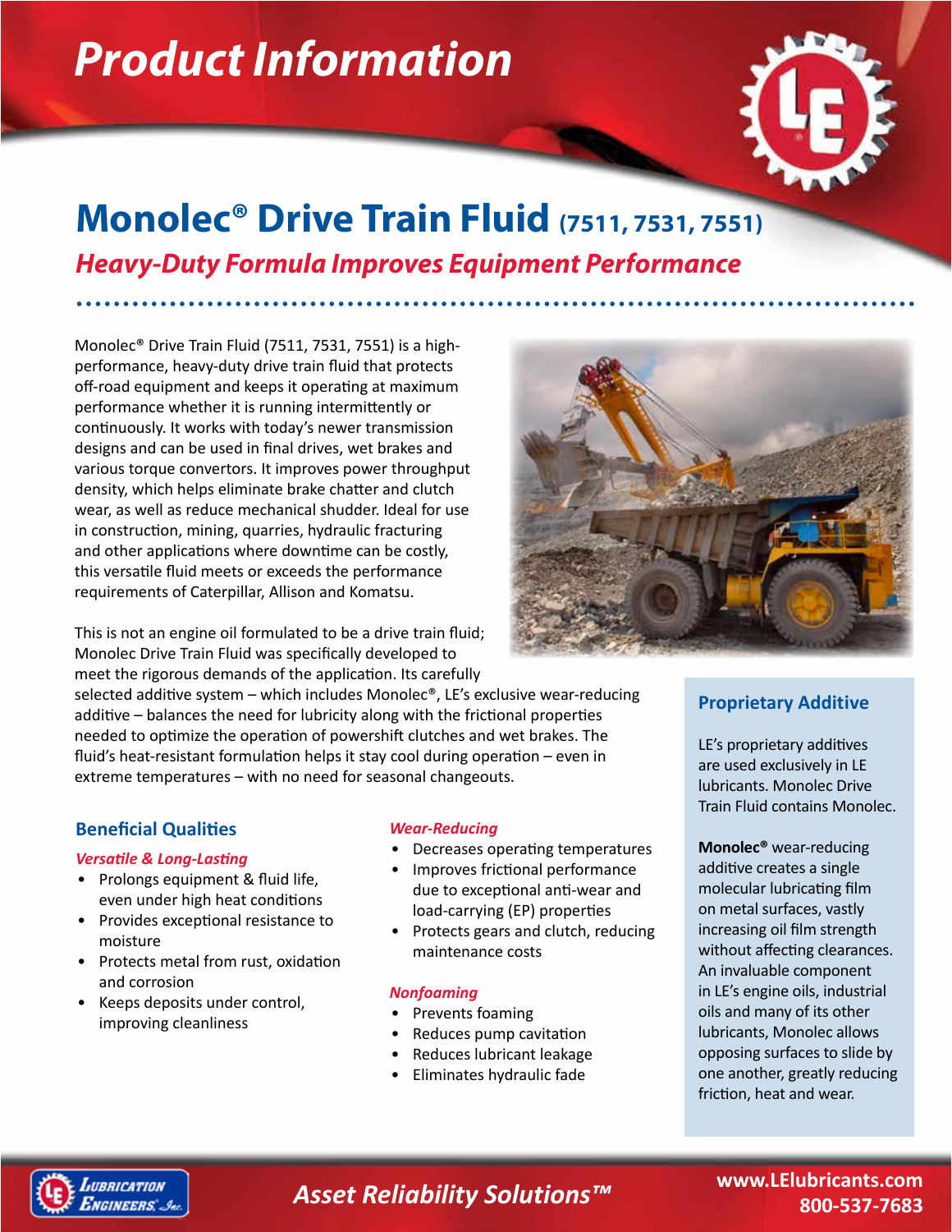# Product Information

## Monolec® Drive Train Fluid (7511, 7531, 7551)

### *Heavy-Duty Formula Improves Equipment Performance*

Monolec® Drive Train Fluid (7511, 7531, 7551) is a high-performance, heavy-duty drive train fluid that protects off-road equipment and keeps it operating at maximum performance whether it is running intermittently or continuously. It works with today's newer transmission designs and can be used in final drives, wet brakes and various torque convertors. It improves power throughput density, which helps eliminate brake chatter and clutch wear, as well as reduce mechanical shudder. Ideal for use in construction, mining, quarries, hydraulic fracturing and other applications where downtime can be costly, this versatile fluid meets or exceeds the performance requirements of Caterpillar, Allison and Komatsu.

This is not an engine oil formulated to be a drive train fluid; Monolec Drive Train Fluid was specifically developed to meet the rigorous demands of the application. Its carefully selected additive system – which includes Monolec®, LE's exclusive wear-reducing additive – balances the need for lubricity along with the frictional properties needed to optimize the operation of powershift clutches and wet brakes. The fluid's heat-resistant formulation helps it stay cool during operation – even in extreme temperatures – with no need for seasonal changeouts.

### Beneficial Qualities

*Versatile & Long-Lasting*

- Prolongs equipment & fluid life, even under high heat conditions
- Provides exceptional resistance to moisture
- Protects metal from rust, oxidation and corrosion
- Keeps deposits under control, improving cleanliness

*Wear-Reducing*

- Decreases operating temperatures
- Improves frictional performance due to exceptional anti-wear and load-carrying (EP) properties
- Protects gears and clutch, reducing maintenance costs

*Nonfoaming*

- Prevents foaming
- Reduces pump cavitation
- Reduces lubricant leakage
- Eliminates hydraulic fade

### Proprietary Additive

LE's proprietary additives are used exclusively in LE lubricants. Monolec Drive Train Fluid contains Monolec.

**Monolec®** wear-reducing additive creates a single molecular lubricating film on metal surfaces, vastly increasing oil film strength without affecting clearances. An invaluable component in LE's engine oils, industrial oils and many of its other lubricants, Monolec allows opposing surfaces to slide by one another, greatly reducing friction, heat and wear.

Lubrication Engineers, Inc.

*Asset Reliability Solutions™*

www.LElubricants.com
800-537-7683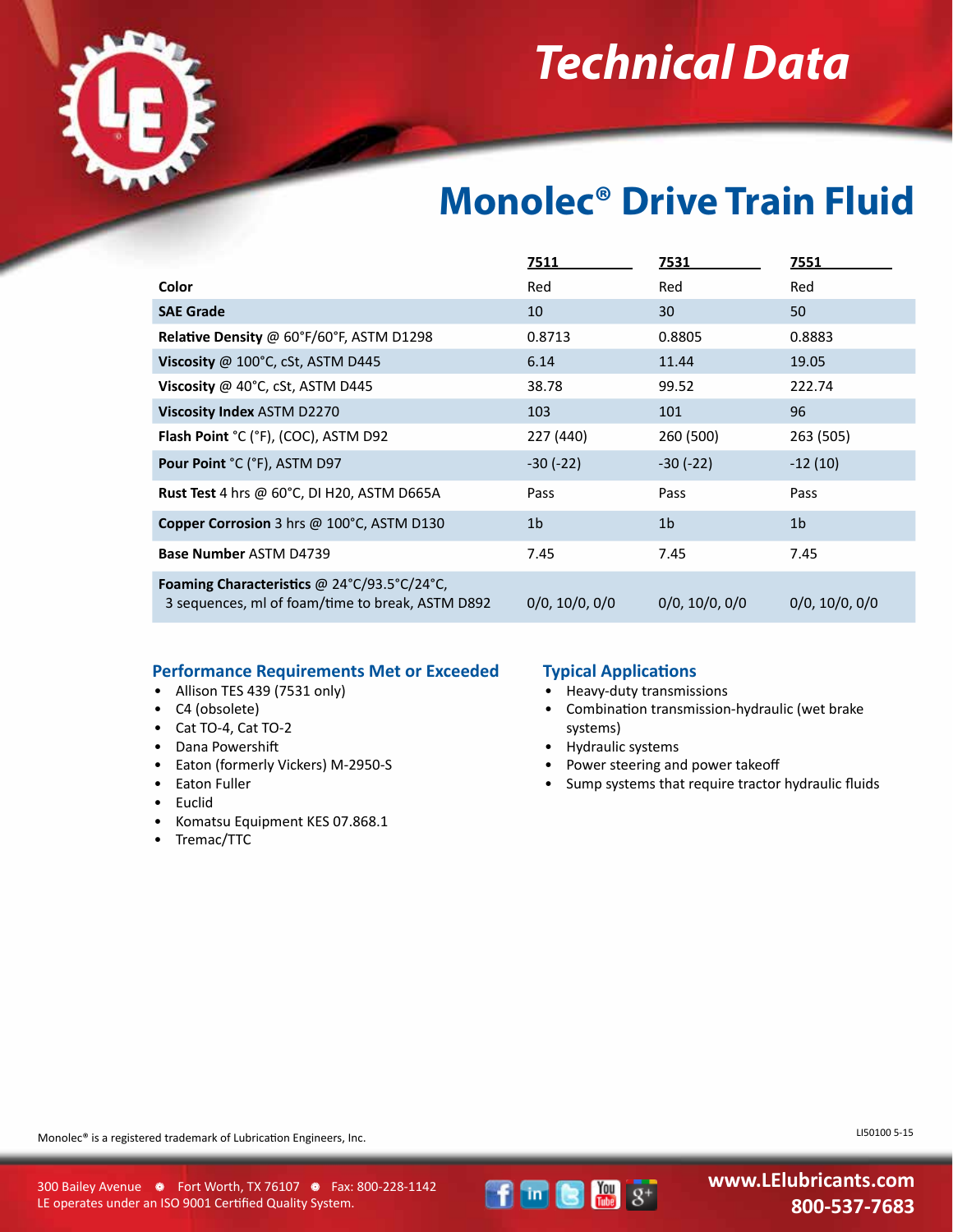# Technical Data

# Monolec® Drive Train Fluid

| | 7511 | 7531 | 7551 |
|---|---|---|---|
| **Color** | Red | Red | Red |
| **SAE Grade** | 10 | 30 | 50 |
| **Relative Density** @ 60°F/60°F, ASTM D1298 | 0.8713 | 0.8805 | 0.8883 |
| **Viscosity** @ 100°C, cSt, ASTM D445 | 6.14 | 11.44 | 19.05 |
| **Viscosity** @ 40°C, cSt, ASTM D445 | 38.78 | 99.52 | 222.74 |
| **Viscosity Index** ASTM D2270 | 103 | 101 | 96 |
| **Flash Point** °C (°F), (COC), ASTM D92 | 227 (440) | 260 (500) | 263 (505) |
| **Pour Point** °C (°F), ASTM D97 | -30 (-22) | -30 (-22) | -12 (10) |
| **Rust Test** 4 hrs @ 60°C, DI H20, ASTM D665A | Pass | Pass | Pass |
| **Copper Corrosion** 3 hrs @ 100°C, ASTM D130 | 1b | 1b | 1b |
| **Base Number** ASTM D4739 | 7.45 | 7.45 | 7.45 |
| **Foaming Characteristics** @ 24°C/93.5°C/24°C, 3 sequences, ml of foam/time to break, ASTM D892 | 0/0, 10/0, 0/0 | 0/0, 10/0, 0/0 | 0/0, 10/0, 0/0 |

### Performance Requirements Met or Exceeded

- Allison TES 439 (7531 only)
- C4 (obsolete)
- Cat TO-4, Cat TO-2
- Dana Powershift
- Eaton (formerly Vickers) M-2950-S
- Eaton Fuller
- Euclid
- Komatsu Equipment KES 07.868.1
- Tremac/TTC

### Typical Applications

- Heavy-duty transmissions
- Combination transmission-hydraulic (wet brake systems)
- Hydraulic systems
- Power steering and power takeoff
- Sump systems that require tractor hydraulic fluids

Monolec® is a registered trademark of Lubrication Engineers, Inc.

LI50100 5-15

300 Bailey Avenue • Fort Worth, TX 76107 • Fax: 800-228-1142
LE operates under an ISO 9001 Certified Quality System.

www.LElubricants.com
800-537-7683